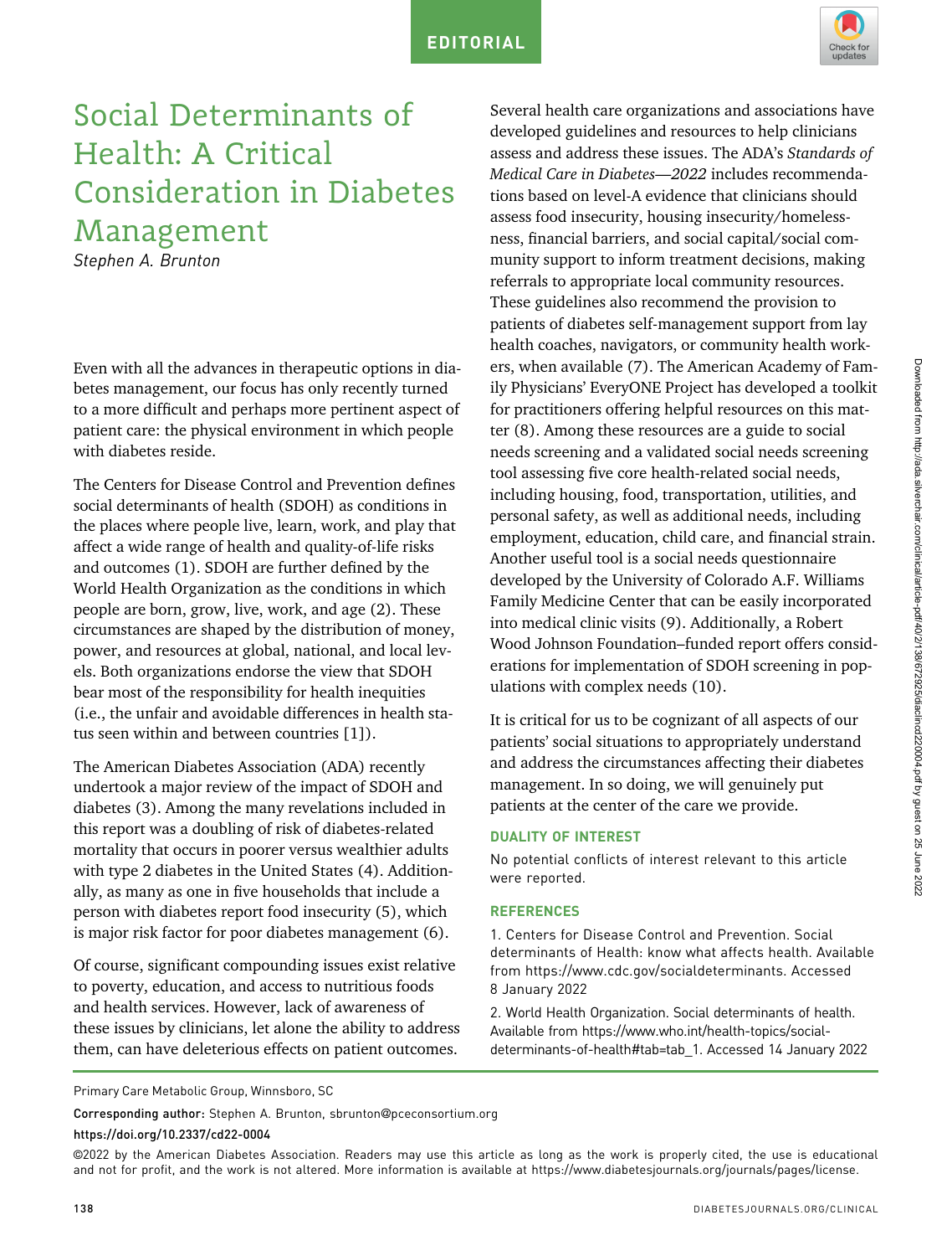EDITORIAL

# Social Determinants of Health: A Critical Consideration in Diabetes Management

*Stephen A. Brunton*

Even with all the advances in therapeutic options in diabetes management, our focus has only recently turned to a more difficult and perhaps more pertinent aspect of patient care: the physical environment in which people with diabetes reside.

The Centers for Disease Control and Prevention defines social determinants of health (SDOH) as conditions in the places where people live, learn, work, and play that affect a wide range of health and quality-of-life risks and outcomes (1). SDOH are further defined by the World Health Organization as the conditions in which people are born, grow, live, work, and age (2). These circumstances are shaped by the distribution of money, power, and resources at global, national, and local levels. Both organizations endorse the view that SDOH bear most of the responsibility for health inequities (i.e., the unfair and avoidable differences in health status seen within and between countries [1]).

The American Diabetes Association (ADA) recently undertook a major review of the impact of SDOH and diabetes (3). Among the many revelations included in this report was a doubling of risk of diabetes-related mortality that occurs in poorer versus wealthier adults with type 2 diabetes in the United States (4). Additionally, as many as one in five households that include a person with diabetes report food insecurity (5), which is major risk factor for poor diabetes management (6).

Of course, significant compounding issues exist relative to poverty, education, and access to nutritious foods and health services. However, lack of awareness of these issues by clinicians, let alone the ability to address them, can have deleterious effects on patient outcomes.

Several health care organizations and associations have developed guidelines and resources to help clinicians assess and address these issues. The ADA's *Standards of Medical Care in Diabetes—2022* includes recommendations based on level-A evidence that clinicians should assess food insecurity, housing insecurity/homelessness, financial barriers, and social capital/social community support to inform treatment decisions, making referrals to appropriate local community resources. These guidelines also recommend the provision to patients of diabetes self-management support from lay health coaches, navigators, or community health workers, when available (7). The American Academy of Family Physicians' EveryONE Project has developed a toolkit for practitioners offering helpful resources on this matter (8). Among these resources are a guide to social needs screening and a validated social needs screening tool assessing five core health-related social needs, including housing, food, transportation, utilities, and personal safety, as well as additional needs, including employment, education, child care, and financial strain. Another useful tool is a social needs questionnaire developed by the University of Colorado A.F. Williams Family Medicine Center that can be easily incorporated into medical clinic visits (9). Additionally, a Robert Wood Johnson Foundation–funded report offers considerations for implementation of SDOH screening in populations with complex needs (10).

It is critical for us to be cognizant of all aspects of our patients' social situations to appropriately understand and address the circumstances affecting their diabetes management. In so doing, we will genuinely put patients at the center of the care we provide.

## DUALITY OF INTEREST

No potential conflicts of interest relevant to this article were reported.

## REFERENCES

1. Centers for Disease Control and Prevention. Social determinants of Health: know what affects health. Available from https://www.cdc.gov/socialdeterminants. Accessed 8 January 2022

2. World Health Organization. Social determinants of health. Available from https://www.who.int/health-topics/social-determinants-of-health#tab=tab_1. Accessed 14 January 2022

Primary Care Metabolic Group, Winnsboro, SC

Corresponding author: Stephen A. Brunton, sbrunton@pceconsortium.org

https://doi.org/10.2337/cd22-0004

©2022 by the American Diabetes Association. Readers may use this article as long as the work is properly cited, the use is educational and not for profit, and the work is not altered. More information is available at https://www.diabetesjournals.org/journals/pages/license.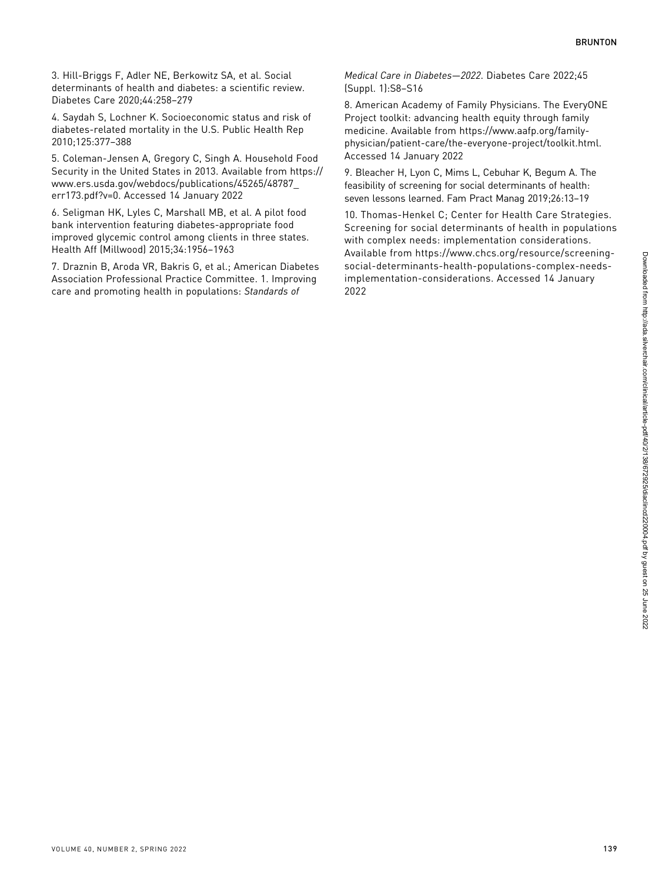3. Hill-Briggs F, Adler NE, Berkowitz SA, et al. Social determinants of health and diabetes: a scientific review. Diabetes Care 2020;44:258–279

4. Saydah S, Lochner K. Socioeconomic status and risk of diabetes-related mortality in the U.S. Public Health Rep 2010;125:377–388

5. Coleman-Jensen A, Gregory C, Singh A. Household Food Security in the United States in 2013. Available from https://www.ers.usda.gov/webdocs/publications/45265/48787_err173.pdf?v=0. Accessed 14 January 2022

6. Seligman HK, Lyles C, Marshall MB, et al. A pilot food bank intervention featuring diabetes-appropriate food improved glycemic control among clients in three states. Health Aff (Millwood) 2015;34:1956–1963

7. Draznin B, Aroda VR, Bakris G, et al.; American Diabetes Association Professional Practice Committee. 1. Improving care and promoting health in populations: *Standards of Medical Care in Diabetes—2022*. Diabetes Care 2022;45 (Suppl. 1):S8–S16

8. American Academy of Family Physicians. The EveryONE Project toolkit: advancing health equity through family medicine. Available from https://www.aafp.org/family-physician/patient-care/the-everyone-project/toolkit.html. Accessed 14 January 2022

9. Bleacher H, Lyon C, Mims L, Cebuhar K, Begum A. The feasibility of screening for social determinants of health: seven lessons learned. Fam Pract Manag 2019;26:13–19

10. Thomas-Henkel C; Center for Health Care Strategies. Screening for social determinants of health in populations with complex needs: implementation considerations. Available from https://www.chcs.org/resource/screening-social-determinants-health-populations-complex-needs-implementation-considerations. Accessed 14 January 2022